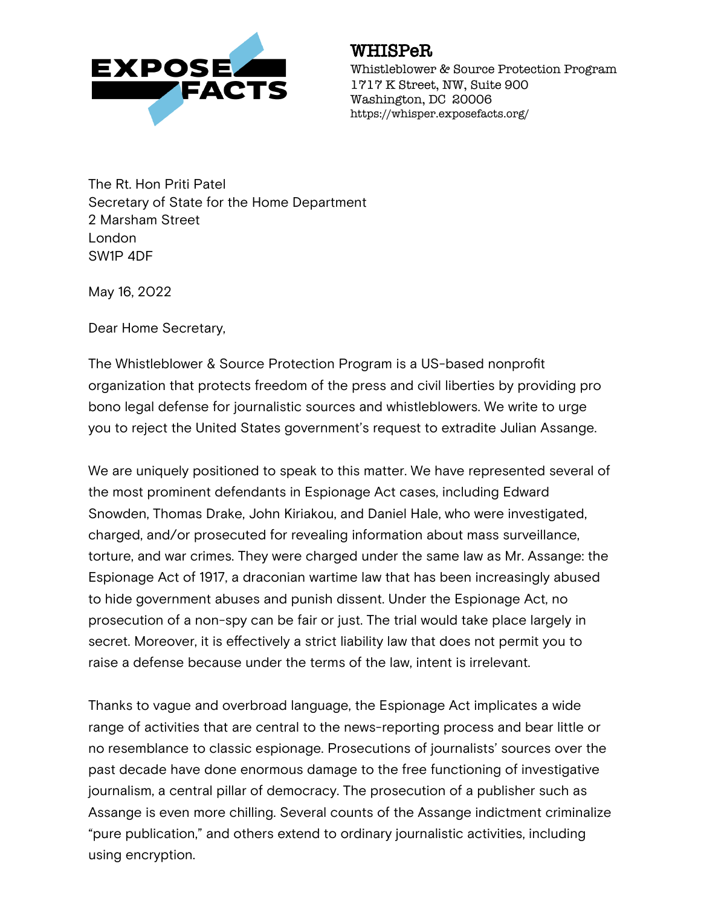EXPOSE FACTS

**WHISPeR**
Whistleblower & Source Protection Program
1717 K Street, NW, Suite 900
Washington, DC 20006
https://whisper.exposefacts.org/

The Rt. Hon Priti Patel
Secretary of State for the Home Department
2 Marsham Street
London
SW1P 4DF

May 16, 2022

Dear Home Secretary,

The Whistleblower & Source Protection Program is a US-based nonprofit organization that protects freedom of the press and civil liberties by providing pro bono legal defense for journalistic sources and whistleblowers. We write to urge you to reject the United States government's request to extradite Julian Assange.

We are uniquely positioned to speak to this matter. We have represented several of the most prominent defendants in Espionage Act cases, including Edward Snowden, Thomas Drake, John Kiriakou, and Daniel Hale, who were investigated, charged, and/or prosecuted for revealing information about mass surveillance, torture, and war crimes. They were charged under the same law as Mr. Assange: the Espionage Act of 1917, a draconian wartime law that has been increasingly abused to hide government abuses and punish dissent. Under the Espionage Act, no prosecution of a non-spy can be fair or just. The trial would take place largely in secret. Moreover, it is effectively a strict liability law that does not permit you to raise a defense because under the terms of the law, intent is irrelevant.

Thanks to vague and overbroad language, the Espionage Act implicates a wide range of activities that are central to the news-reporting process and bear little or no resemblance to classic espionage. Prosecutions of journalists' sources over the past decade have done enormous damage to the free functioning of investigative journalism, a central pillar of democracy. The prosecution of a publisher such as Assange is even more chilling. Several counts of the Assange indictment criminalize "pure publication," and others extend to ordinary journalistic activities, including using encryption.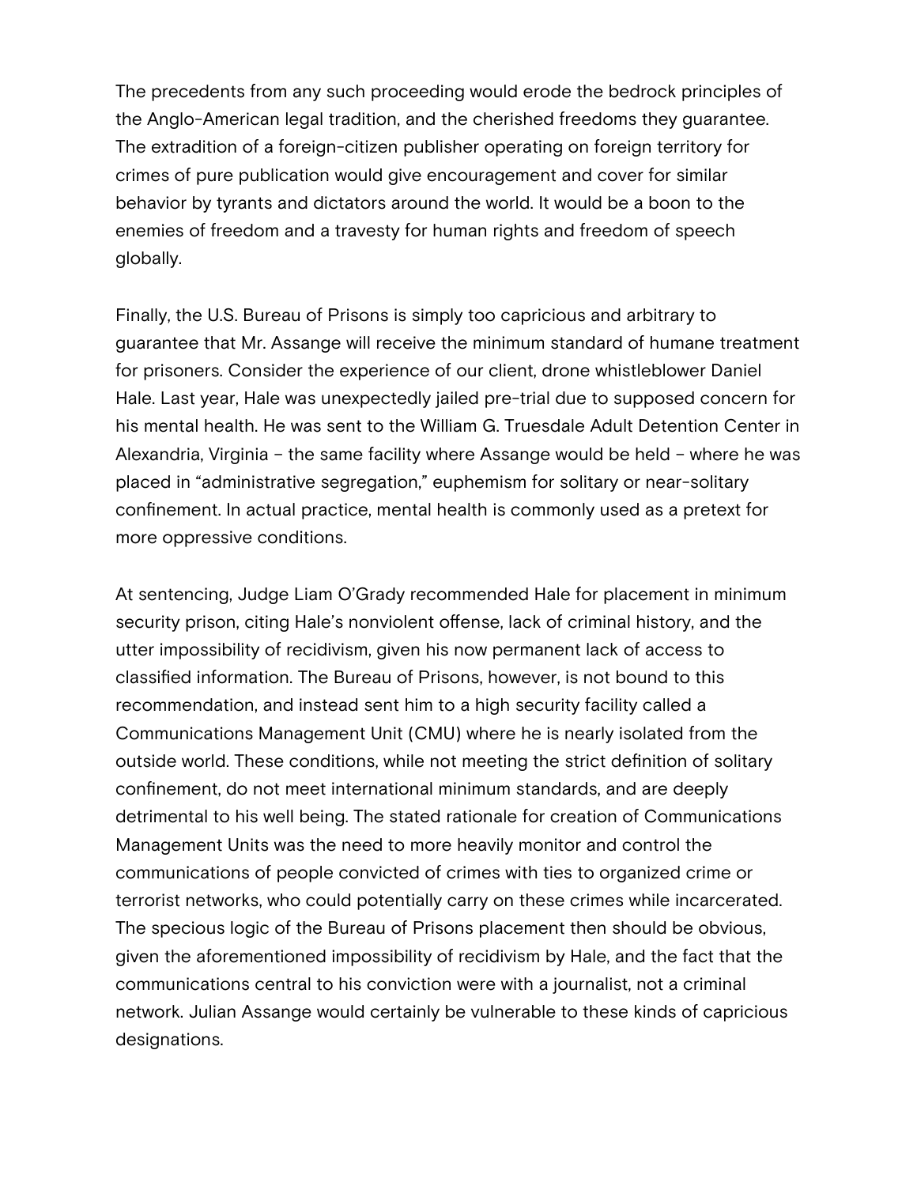The precedents from any such proceeding would erode the bedrock principles of the Anglo-American legal tradition, and the cherished freedoms they guarantee. The extradition of a foreign-citizen publisher operating on foreign territory for crimes of pure publication would give encouragement and cover for similar behavior by tyrants and dictators around the world. It would be a boon to the enemies of freedom and a travesty for human rights and freedom of speech globally.

Finally, the U.S. Bureau of Prisons is simply too capricious and arbitrary to guarantee that Mr. Assange will receive the minimum standard of humane treatment for prisoners. Consider the experience of our client, drone whistleblower Daniel Hale. Last year, Hale was unexpectedly jailed pre-trial due to supposed concern for his mental health. He was sent to the William G. Truesdale Adult Detention Center in Alexandria, Virginia – the same facility where Assange would be held – where he was placed in "administrative segregation," euphemism for solitary or near-solitary confinement. In actual practice, mental health is commonly used as a pretext for more oppressive conditions.

At sentencing, Judge Liam O'Grady recommended Hale for placement in minimum security prison, citing Hale's nonviolent offense, lack of criminal history, and the utter impossibility of recidivism, given his now permanent lack of access to classified information. The Bureau of Prisons, however, is not bound to this recommendation, and instead sent him to a high security facility called a Communications Management Unit (CMU) where he is nearly isolated from the outside world. These conditions, while not meeting the strict definition of solitary confinement, do not meet international minimum standards, and are deeply detrimental to his well being. The stated rationale for creation of Communications Management Units was the need to more heavily monitor and control the communications of people convicted of crimes with ties to organized crime or terrorist networks, who could potentially carry on these crimes while incarcerated. The specious logic of the Bureau of Prisons placement then should be obvious, given the aforementioned impossibility of recidivism by Hale, and the fact that the communications central to his conviction were with a journalist, not a criminal network. Julian Assange would certainly be vulnerable to these kinds of capricious designations.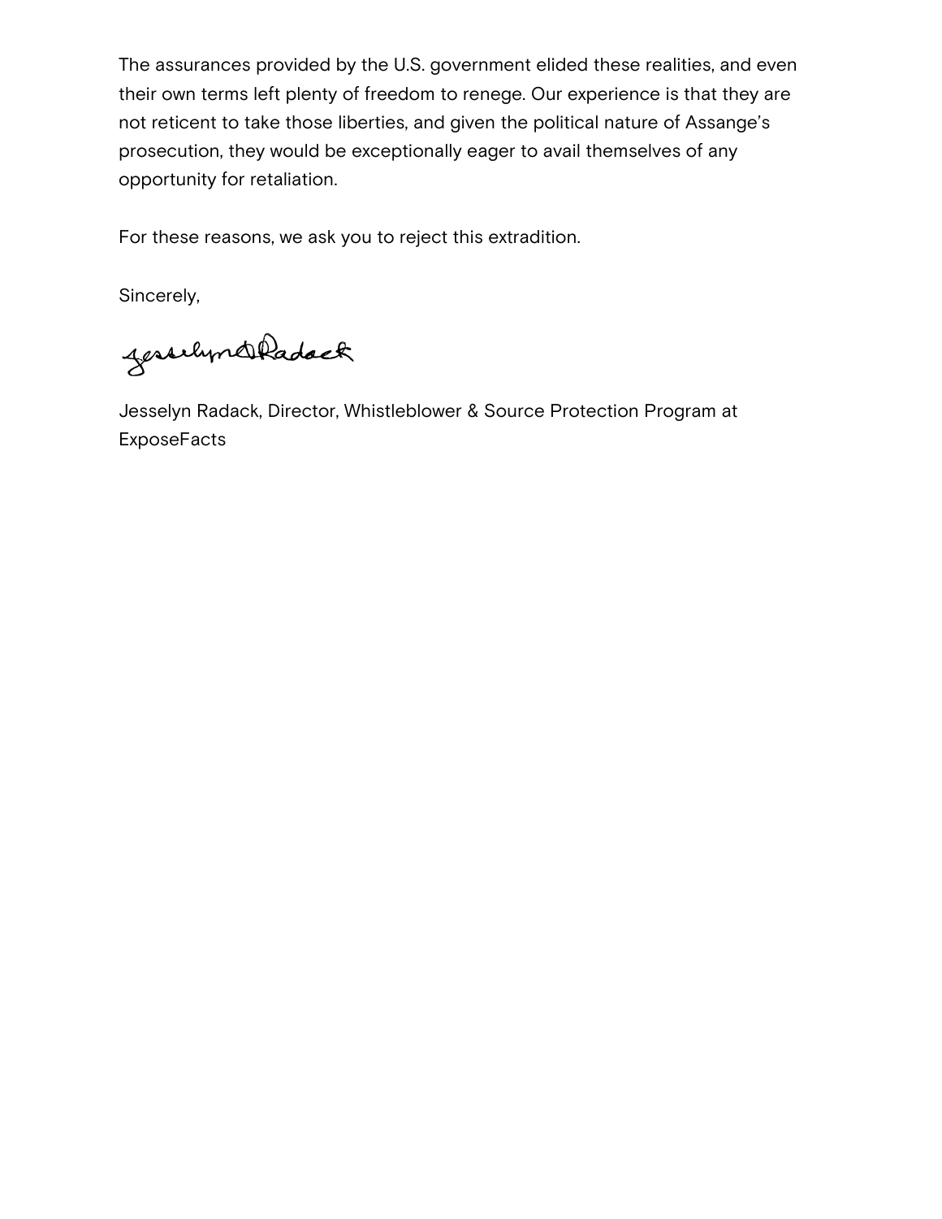The assurances provided by the U.S. government elided these realities, and even their own terms left plenty of freedom to renege. Our experience is that they are not reticent to take those liberties, and given the political nature of Assange's prosecution, they would be exceptionally eager to avail themselves of any opportunity for retaliation.

For these reasons, we ask you to reject this extradition.

Sincerely,

Jesselyn Radack, Director, Whistleblower & Source Protection Program at ExposeFacts